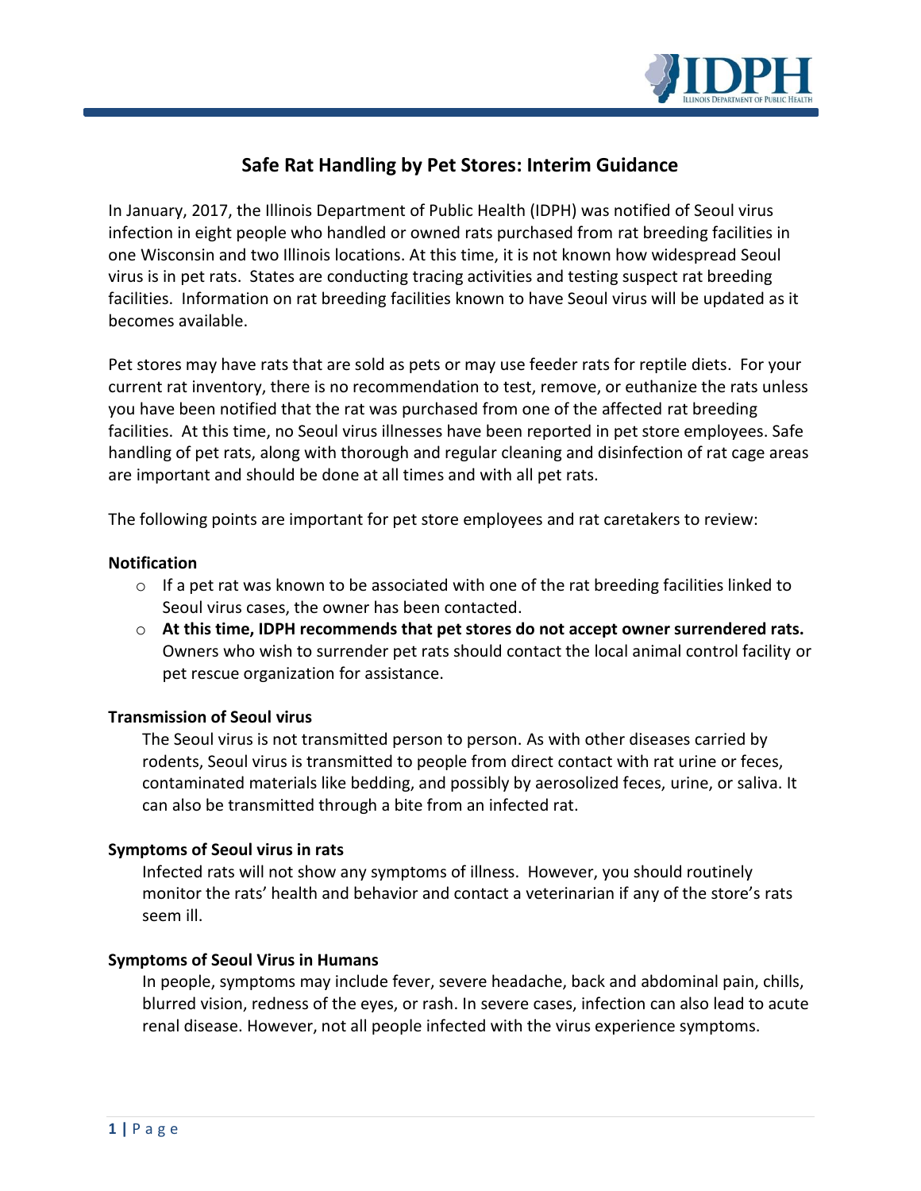# Safe Rat Handling by Pet Stores: Interim Guidance

In January, 2017, the Illinois Department of Public Health (IDPH) was notified of Seoul virus infection in eight people who handled or owned rats purchased from rat breeding facilities in one Wisconsin and two Illinois locations. At this time, it is not known how widespread Seoul virus is in pet rats. States are conducting tracing activities and testing suspect rat breeding facilities. Information on rat breeding facilities known to have Seoul virus will be updated as it becomes available.

Pet stores may have rats that are sold as pets or may use feeder rats for reptile diets. For your current rat inventory, there is no recommendation to test, remove, or euthanize the rats unless you have been notified that the rat was purchased from one of the affected rat breeding facilities. At this time, no Seoul virus illnesses have been reported in pet store employees. Safe handling of pet rats, along with thorough and regular cleaning and disinfection of rat cage areas are important and should be done at all times and with all pet rats.

The following points are important for pet store employees and rat caretakers to review:

**Notification**

- If a pet rat was known to be associated with one of the rat breeding facilities linked to Seoul virus cases, the owner has been contacted.
- **At this time, IDPH recommends that pet stores do not accept owner surrendered rats.** Owners who wish to surrender pet rats should contact the local animal control facility or pet rescue organization for assistance.

**Transmission of Seoul virus**

The Seoul virus is not transmitted person to person. As with other diseases carried by rodents, Seoul virus is transmitted to people from direct contact with rat urine or feces, contaminated materials like bedding, and possibly by aerosolized feces, urine, or saliva. It can also be transmitted through a bite from an infected rat.

**Symptoms of Seoul virus in rats**

Infected rats will not show any symptoms of illness. However, you should routinely monitor the rats' health and behavior and contact a veterinarian if any of the store's rats seem ill.

**Symptoms of Seoul Virus in Humans**

In people, symptoms may include fever, severe headache, back and abdominal pain, chills, blurred vision, redness of the eyes, or rash. In severe cases, infection can also lead to acute renal disease. However, not all people infected with the virus experience symptoms.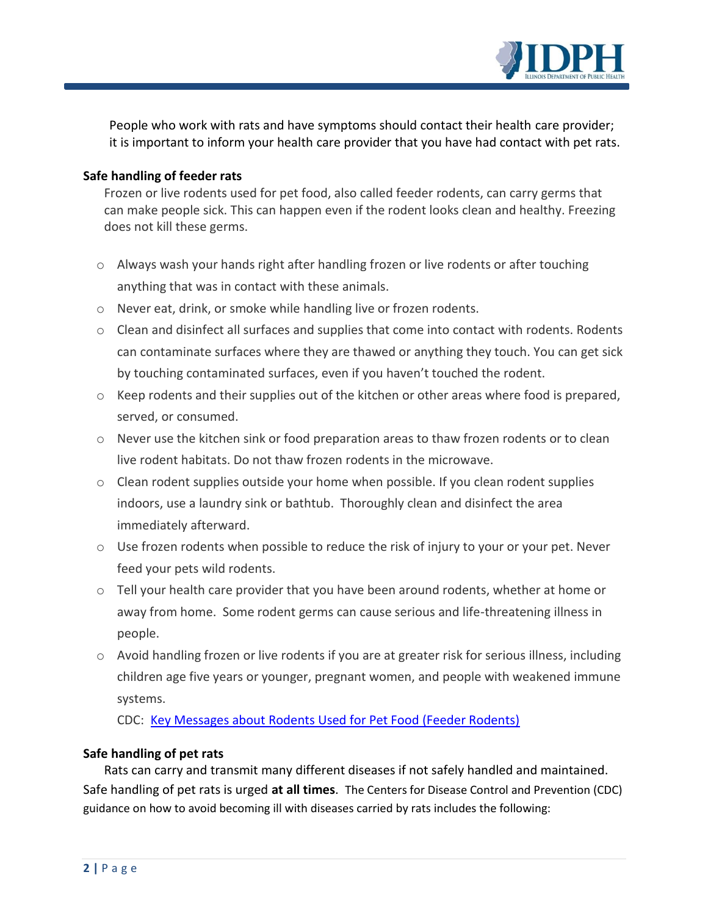People who work with rats and have symptoms should contact their health care provider; it is important to inform your health care provider that you have had contact with pet rats.

**Safe handling of feeder rats**

Frozen or live rodents used for pet food, also called feeder rodents, can carry germs that can make people sick. This can happen even if the rodent looks clean and healthy. Freezing does not kill these germs.

- Always wash your hands right after handling frozen or live rodents or after touching anything that was in contact with these animals.
- Never eat, drink, or smoke while handling live or frozen rodents.
- Clean and disinfect all surfaces and supplies that come into contact with rodents. Rodents can contaminate surfaces where they are thawed or anything they touch. You can get sick by touching contaminated surfaces, even if you haven't touched the rodent.
- Keep rodents and their supplies out of the kitchen or other areas where food is prepared, served, or consumed.
- Never use the kitchen sink or food preparation areas to thaw frozen rodents or to clean live rodent habitats. Do not thaw frozen rodents in the microwave.
- Clean rodent supplies outside your home when possible. If you clean rodent supplies indoors, use a laundry sink or bathtub. Thoroughly clean and disinfect the area immediately afterward.
- Use frozen rodents when possible to reduce the risk of injury to your or your pet. Never feed your pets wild rodents.
- Tell your health care provider that you have been around rodents, whether at home or away from home. Some rodent germs can cause serious and life-threatening illness in people.
- Avoid handling frozen or live rodents if you are at greater risk for serious illness, including children age five years or younger, pregnant women, and people with weakened immune systems.

  CDC: [Key Messages about Rodents Used for Pet Food (Feeder Rodents)]()

**Safe handling of pet rats**

Rats can carry and transmit many different diseases if not safely handled and maintained. Safe handling of pet rats is urged **at all times**. The Centers for Disease Control and Prevention (CDC) guidance on how to avoid becoming ill with diseases carried by rats includes the following: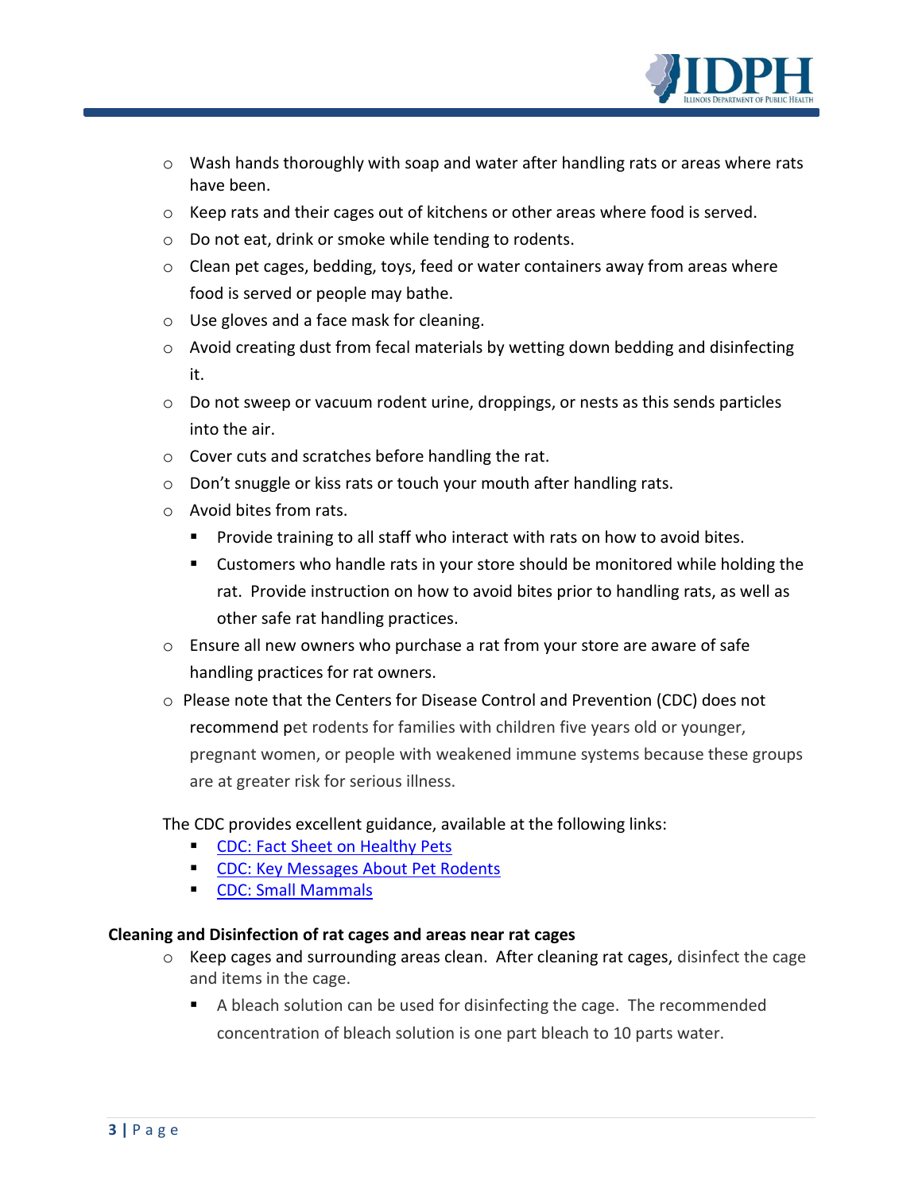- Wash hands thoroughly with soap and water after handling rats or areas where rats have been.
- Keep rats and their cages out of kitchens or other areas where food is served.
- Do not eat, drink or smoke while tending to rodents.
- Clean pet cages, bedding, toys, feed or water containers away from areas where food is served or people may bathe.
- Use gloves and a face mask for cleaning.
- Avoid creating dust from fecal materials by wetting down bedding and disinfecting it.
- Do not sweep or vacuum rodent urine, droppings, or nests as this sends particles into the air.
- Cover cuts and scratches before handling the rat.
- Don't snuggle or kiss rats or touch your mouth after handling rats.
- Avoid bites from rats.
  - Provide training to all staff who interact with rats on how to avoid bites.
  - Customers who handle rats in your store should be monitored while holding the rat. Provide instruction on how to avoid bites prior to handling rats, as well as other safe rat handling practices.
- Ensure all new owners who purchase a rat from your store are aware of safe handling practices for rat owners.
- Please note that the Centers for Disease Control and Prevention (CDC) does not recommend pet rodents for families with children five years old or younger, pregnant women, or people with weakened immune systems because these groups are at greater risk for serious illness.

The CDC provides excellent guidance, available at the following links:

- CDC: Fact Sheet on Healthy Pets
- CDC: Key Messages About Pet Rodents
- CDC: Small Mammals

**Cleaning and Disinfection of rat cages and areas near rat cages**

- Keep cages and surrounding areas clean. After cleaning rat cages, disinfect the cage and items in the cage.
  - A bleach solution can be used for disinfecting the cage. The recommended concentration of bleach solution is one part bleach to 10 parts water.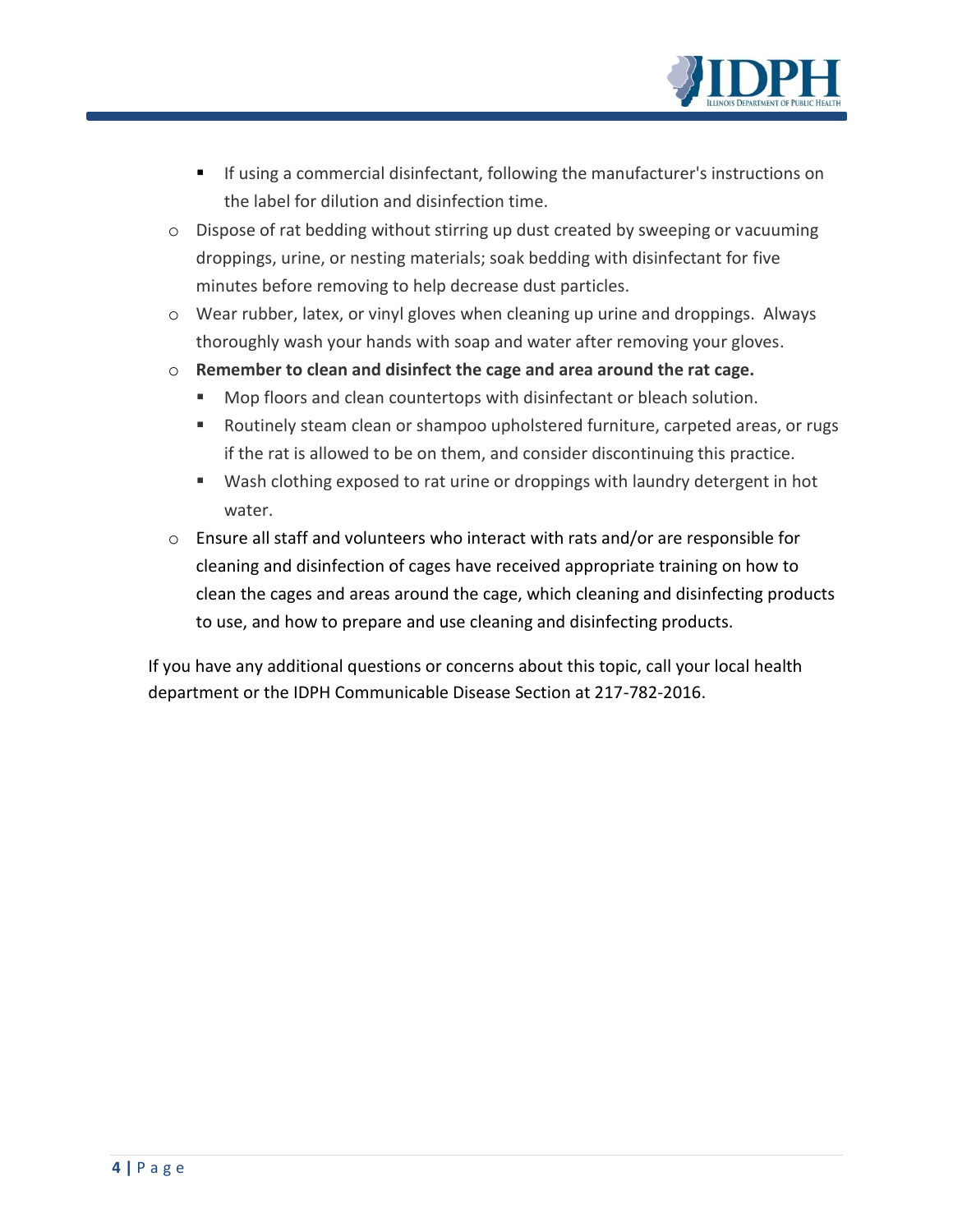- If using a commercial disinfectant, following the manufacturer's instructions on the label for dilution and disinfection time.
  - Dispose of rat bedding without stirring up dust created by sweeping or vacuuming droppings, urine, or nesting materials; soak bedding with disinfectant for five minutes before removing to help decrease dust particles.
  - Wear rubber, latex, or vinyl gloves when cleaning up urine and droppings. Always thoroughly wash your hands with soap and water after removing your gloves.
  - **Remember to clean and disinfect the cage and area around the rat cage.**
    - Mop floors and clean countertops with disinfectant or bleach solution.
    - Routinely steam clean or shampoo upholstered furniture, carpeted areas, or rugs if the rat is allowed to be on them, and consider discontinuing this practice.
    - Wash clothing exposed to rat urine or droppings with laundry detergent in hot water.
  - Ensure all staff and volunteers who interact with rats and/or are responsible for cleaning and disinfection of cages have received appropriate training on how to clean the cages and areas around the cage, which cleaning and disinfecting products to use, and how to prepare and use cleaning and disinfecting products.

If you have any additional questions or concerns about this topic, call your local health department or the IDPH Communicable Disease Section at 217-782-2016.